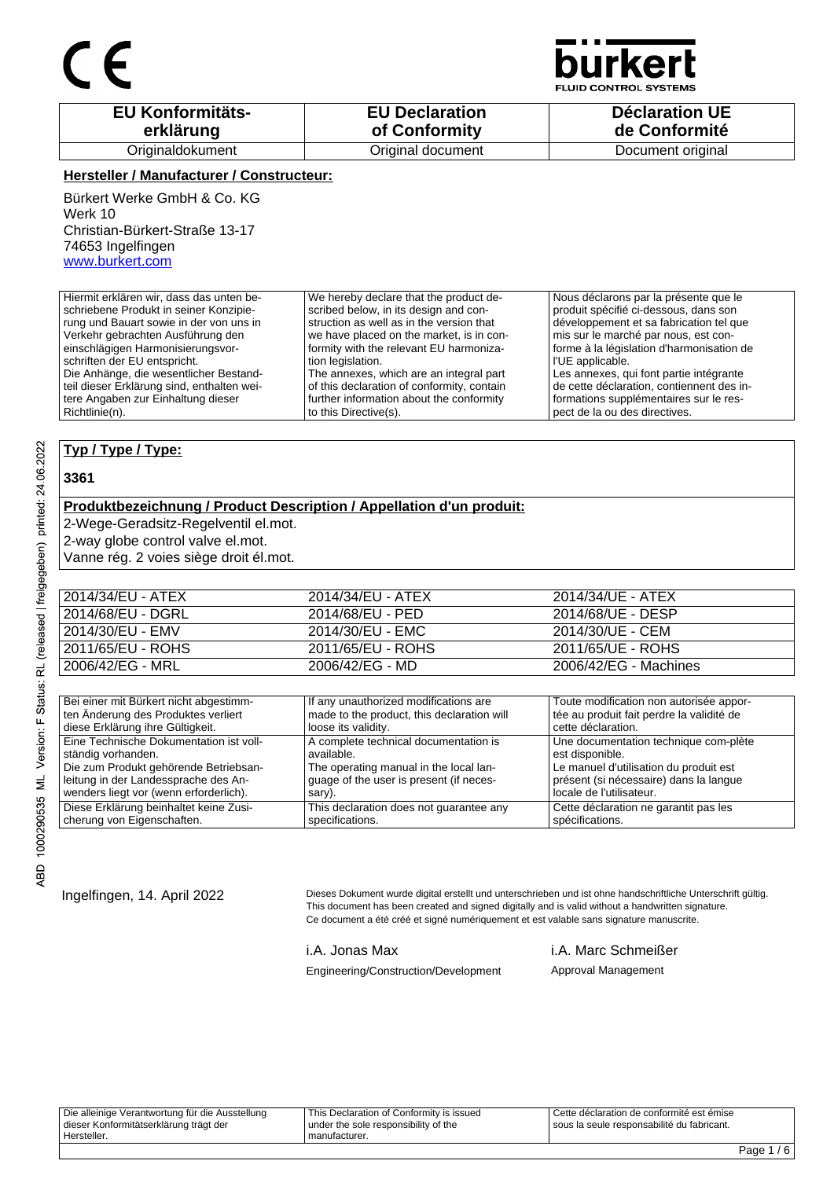CE

**bürkert** FLUID CONTROL SYSTEMS

| EU Konformitäts-erklärung | EU Declaration of Conformity | Déclaration UE de Conformité |
|---|---|---|
| Originaldokument | Original document | Document original |

**Hersteller / Manufacturer / Constructeur:**

Bürkert Werke GmbH & Co. KG
Werk 10
Christian-Bürkert-Straße 13-17
74653 Ingelfingen
www.burkert.com

| | | |
|---|---|---|
| Hiermit erklären wir, dass das unten beschriebene Produkt in seiner Konzipierung und Bauart sowie in der von uns in Verkehr gebrachten Ausführung den einschlägigen Harmonisierungsvorschriften der EU entspricht. Die Anhänge, die wesentlicher Bestandteil dieser Erklärung sind, enthalten weitere Angaben zur Einhaltung dieser Richtlinie(n). | We hereby declare that the product described below, in its design and construction as well as in the version that we have placed on the market, is in conformity with the relevant EU harmonization legislation. The annexes, which are an integral part of this declaration of conformity, contain further information about the conformity to this Directive(s). | Nous déclarons par la présente que le produit spécifié ci-dessous, dans son développement et sa fabrication tel que mis sur le marché par nous, est conforme à la législation d'harmonisation de l'UE applicable. Les annexes, qui font partie intégrante de cette déclaration, contiennent des informations supplémentaires sur le respect de la ou des directives. |

**Typ / Type / Type:**

**3361**

**Produktbezeichnung / Product Description / Appellation d'un produit:**

2-Wege-Geradsitz-Regelventil el.mot.
2-way globe control valve el.mot.
Vanne rég. 2 voies siège droit él.mot.

| | | |
|---|---|---|
| 2014/34/EU - ATEX | 2014/34/EU - ATEX | 2014/34/UE - ATEX |
| 2014/68/EU - DGRL | 2014/68/EU - PED | 2014/68/UE - DESP |
| 2014/30/EU - EMV | 2014/30/EU - EMC | 2014/30/UE - CEM |
| 2011/65/EU - ROHS | 2011/65/EU - ROHS | 2011/65/UE - ROHS |
| 2006/42/EG - MRL | 2006/42/EG - MD | 2006/42/EG - Machines |

| | | |
|---|---|---|
| Bei einer mit Bürkert nicht abgestimmten Änderung des Produktes verliert diese Erklärung ihre Gültigkeit. | If any unauthorized modifications are made to the product, this declaration will loose its validity. | Toute modification non autorisée apportée au produit fait perdre la validité de cette déclaration. |
| Eine Technische Dokumentation ist vollständig vorhanden. Die zum Produkt gehörende Betriebsanleitung in der Landessprache des Anwenders liegt vor (wenn erforderlich). | A complete technical documentation is available. The operating manual in the local language of the user is present (if necessary). | Une documentation technique com-plète est disponible. Le manuel d'utilisation du produit est présent (si nécessaire) dans la langue locale de l'utilisateur. |
| Diese Erklärung beinhaltet keine Zusicherung von Eigenschaften. | This declaration does not guarantee any specifications. | Cette déclaration ne garantit pas les spécifications. |

Ingelfingen, 14. April 2022

Dieses Dokument wurde digital erstellt und unterschrieben und ist ohne handschriftliche Unterschrift gültig.
This document has been created and signed digitally and is valid without a handwritten signature.
Ce document a été créé et signé numériquement et est valable sans signature manuscrite.

i.A. Jonas Max
Engineering/Construction/Development

i.A. Marc Schmeißer
Approval Management

| | | |
|---|---|---|
| Die alleinige Verantwortung für die Ausstellung dieser Konformitätserklärung trägt der Hersteller. | This Declaration of Conformity is issued under the sole responsibility of the manufacturer. | Cette déclaration de conformité est émise sous la seule responsabilité du fabricant. |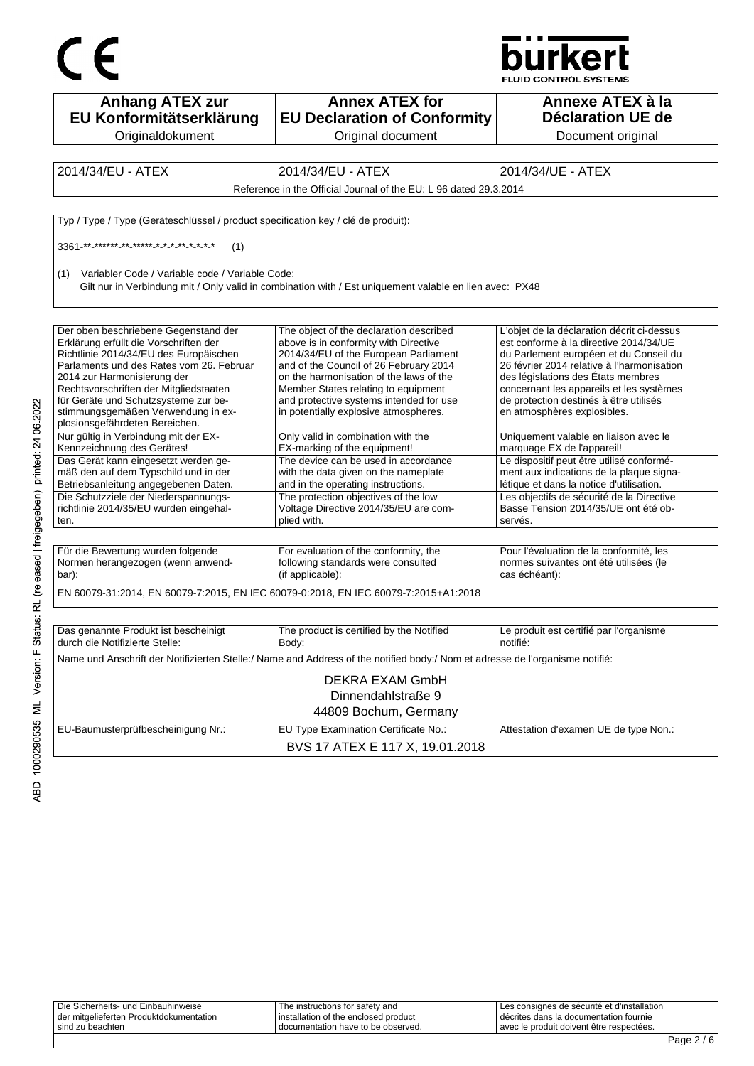CE

bürkert
FLUID CONTROL SYSTEMS

| Anhang ATEX zur EU Konformitätserklärung | Annex ATEX for EU Declaration of Conformity | Annexe ATEX à la Déclaration UE de |
|---|---|---|
| Originaldokument | Original document | Document original |

| 2014/34/EU - ATEX | 2014/34/EU - ATEX | 2014/34/UE - ATEX |
|---|---|---|

Reference in the Official Journal of the EU: L 96 dated 29.3.2014

Typ / Type / Type (Geräteschlüssel / product specification key / clé de produit):

3361-**-******-**-*****-*-*-*-**-*-*-*-* (1)

(1) Variabler Code / Variable code / Variable Code:
Gilt nur in Verbindung mit / Only valid in combination with / Est uniquement valable en lien avec: PX48

| Der oben beschriebene Gegenstand der Erklärung erfüllt die Vorschriften der Richtlinie 2014/34/EU des Europäischen Parlaments und des Rates vom 26. Februar 2014 zur Harmonisierung der Rechtsvorschriften der Mitgliedstaaten für Geräte und Schutzsysteme zur bestimmungsgemäßen Verwendung in explosionsgefährdeten Bereichen. | The object of the declaration described above is in conformity with Directive 2014/34/EU of the European Parliament and of the Council of 26 February 2014 on the harmonisation of the laws of the Member States relating to equipment and protective systems intended for use in potentially explosive atmospheres. | L'objet de la déclaration décrit ci-dessus est conforme à la directive 2014/34/UE du Parlement européen et du Conseil du 26 février 2014 relative à l'harmonisation des législations des États membres concernant les appareils et les systèmes de protection destinés à être utilisés en atmosphères explosibles. |
|---|---|---|
| Nur gültig in Verbindung mit der EX-Kennzeichnung des Gerätes! | Only valid in combination with the EX-marking of the equipment! | Uniquement valable en liaison avec le marquage EX de l'appareil! |
| Das Gerät kann eingesetzt werden gemäß den auf dem Typschild und in der Betriebsanleitung angegebenen Daten. | The device can be used in accordance with the data given on the nameplate and in the operating instructions. | Le dispositif peut être utilisé conformément aux indications de la plaque signalétique et dans la notice d'utilisation. |
| Die Schutzziele der Niederspannungsrichtlinie 2014/35/EU wurden eingehalten. | The protection objectives of the low Voltage Directive 2014/35/EU are complied with. | Les objectifs de sécurité de la Directive Basse Tension 2014/35/UE ont été observés. |

| Für die Bewertung wurden folgende Normen herangezogen (wenn anwendbar): | For evaluation of the conformity, the following standards were consulted (if applicable): | Pour l'évaluation de la conformité, les normes suivantes ont été utilisées (le cas échéant): |
|---|---|---|

EN 60079-31:2014, EN 60079-7:2015, EN IEC 60079-0:2018, EN IEC 60079-7:2015+A1:2018

| Das genannte Produkt ist bescheinigt durch die Notifizierte Stelle: | The product is certified by the Notified Body: | Le produit est certifié par l'organisme notifié: |
|---|---|---|

Name und Anschrift der Notifizierten Stelle:/ Name and Address of the notified body:/ Nom et adresse de l'organisme notifié:

DEKRA EXAM GmbH
Dinnendahlstraße 9
44809 Bochum, Germany

| EU-Baumusterprüfbescheinigung Nr.: | EU Type Examination Certificate No.: | Attestation d'examen UE de type Non.: |
|---|---|---|

BVS 17 ATEX E 117 X, 19.01.2018

| Die Sicherheits- und Einbauhinweise der mitgelieferten Produktdokumentation sind zu beachten | The instructions for safety and installation of the enclosed product documentation have to be observed. | Les consignes de sécurité et d'installation décrites dans la documentation fournie avec le produit doivent être respectées. |
|---|---|---|

ABD 1000290535 ML Version: F Status: RL (released | freigegeben) printed: 24.06.2022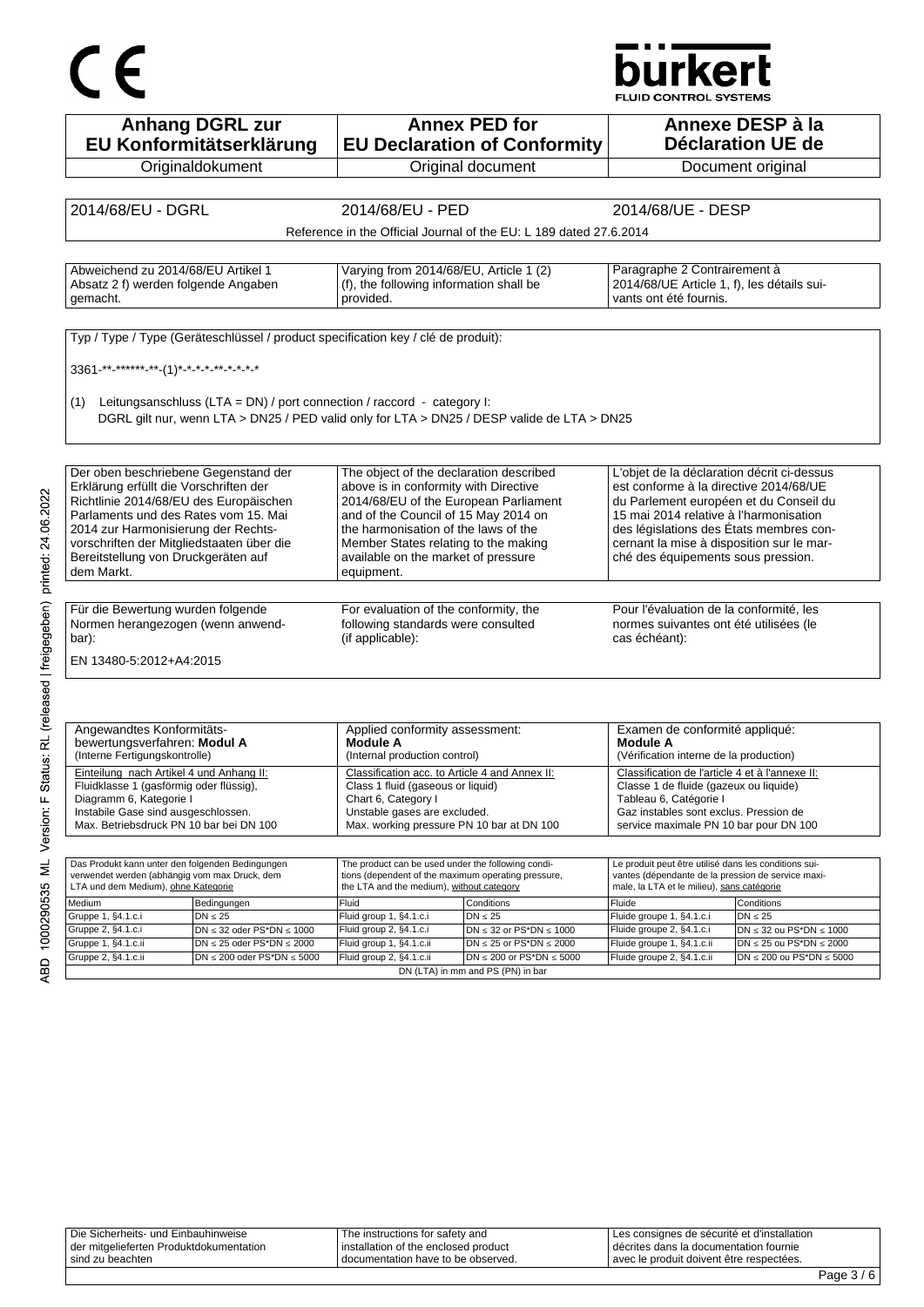CE

**bürkert** FLUID CONTROL SYSTEMS

| Anhang DGRL zur EU Konformitätserklärung | Annex PED for EU Declaration of Conformity | Annexe DESP à la Déclaration UE de |
|---|---|---|
| Originaldokument | Original document | Document original |

| 2014/68/EU - DGRL | 2014/68/EU - PED | 2014/68/UE - DESP |
|---|---|---|
| | Reference in the Official Journal of the EU: L 189 dated 27.6.2014 | |

| Abweichend zu 2014/68/EU Artikel 1 Absatz 2 f) werden folgende Angaben gemacht. | Varying from 2014/68/EU, Article 1 (2) (f), the following information shall be provided. | Paragraphe 2 Contrairement à 2014/68/UE Article 1, f), les détails suivants ont été fournis. |
|---|---|---|

Typ / Type / Type (Geräteschlüssel / product specification key / clé de produit):

3361-**-******-**-(1)*-*-*-*-**-*-*-*-*

(1) Leitungsanschluss (LTA = DN) / port connection / raccord - category I:
DGRL gilt nur, wenn LTA > DN25 / PED valid only for LTA > DN25 / DESP valide de LTA > DN25

| Der oben beschriebene Gegenstand der Erklärung erfüllt die Vorschriften der Richtlinie 2014/68/EU des Europäischen Parlaments und des Rates vom 15. Mai 2014 zur Harmonisierung der Rechtsvorschriften der Mitgliedstaaten über die Bereitstellung von Druckgeräten auf dem Markt. | The object of the declaration described above is in conformity with Directive 2014/68/EU of the European Parliament and of the Council of 15 May 2014 on the harmonisation of the laws of the Member States relating to the making available on the market of pressure equipment. | L'objet de la déclaration décrit ci-dessus est conforme à la directive 2014/68/UE du Parlement européen et du Conseil du 15 mai 2014 relative à l'harmonisation des législations des États membres concernant la mise à disposition sur le marché des équipements sous pression. |
|---|---|---|

| Für die Bewertung wurden folgende Normen herangezogen (wenn anwendbar): | For evaluation of the conformity, the following standards were consulted (if applicable): | Pour l'évaluation de la conformité, les normes suivantes ont été utilisées (le cas échéant): |
|---|---|---|

EN 13480-5:2012+A4:2015

| Angewandtes Konformitätsbewertungsverfahren: **Modul A** (Interne Fertigungskontrolle) | Applied conformity assessment: **Module A** (Internal production control) | Examen de conformité appliqué: **Module A** (Vérification interne de la production) |
|---|---|---|
| Einteilung nach Artikel 4 und Anhang II: Fluidklasse 1 (gasförmig oder flüssig), Diagramm 6, Kategorie I Instabile Gase sind ausgeschlossen. Max. Betriebsdruck PN 10 bar bei DN 100 | Classification acc. to Article 4 and Annex II: Class 1 fluid (gaseous or liquid) Chart 6, Category I Unstable gases are excluded. Max. working pressure PN 10 bar at DN 100 | Classification de l'article 4 et à l'annexe II: Classe 1 de fluide (gazeux ou liquide) Tableau 6, Catégorie I Gaz instables sont exclus. Pression de service maximale PN 10 bar pour DN 100 |

| Das Produkt kann unter den folgenden Bedingungen verwendet werden (abhängig vom max Druck, dem LTA und dem Medium), ohne Kategorie | | The product can be used under the following conditions (dependent of the maximum operating pressure, the LTA and the medium), without category | | Le produit peut être utilisé dans les conditions suivantes (dépendante de la pression de service maximale, la LTA et le milieu), sans catégorie | |
|---|---|---|---|---|---|
| Medium | Bedingungen | Fluid | Conditions | Fluide | Conditions |
| Gruppe 1, §4.1.c.i | DN ≤ 25 | Fluid group 1, §4.1.c.i | DN ≤ 25 | Fluide groupe 1, §4.1.c.i | DN ≤ 25 |
| Gruppe 2, §4.1.c.i | DN ≤ 32 oder PS*DN ≤ 1000 | Fluid group 2, §4.1.c.i | DN ≤ 32 or PS*DN ≤ 1000 | Fluide groupe 2, §4.1.c.i | DN ≤ 32 ou PS*DN ≤ 1000 |
| Gruppe 1, §4.1.c.ii | DN ≤ 25 oder PS*DN ≤ 2000 | Fluid group 1, §4.1.c.ii | DN ≤ 25 or PS*DN ≤ 2000 | Fluide groupe 1, §4.1.c.ii | DN ≤ 25 ou PS*DN ≤ 2000 |
| Gruppe 2, §4.1.c.ii | DN ≤ 200 oder PS*DN ≤ 5000 | Fluid group 2, §4.1.c.ii | DN ≤ 200 or PS*DN ≤ 5000 | Fluide groupe 2, §4.1.c.ii | DN ≤ 200 ou PS*DN ≤ 5000 |
| | | DN (LTA) in mm and PS (PN) in bar | | | |

| Die Sicherheits- und Einbauhinweise der mitgelieferten Produktdokumentation sind zu beachten | The instructions for safety and installation of the enclosed product documentation have to be observed. | Les consignes de sécurité et d'installation décrites dans la documentation fournie avec le produit doivent être respectées. |
|---|---|---|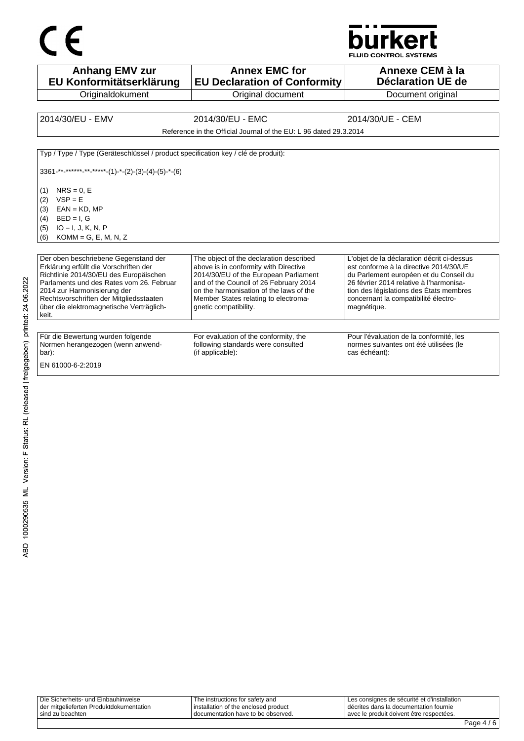CE

bürkert
FLUID CONTROL SYSTEMS

| Anhang EMV zur EU Konformitätserklärung | Annex EMC for EU Declaration of Conformity | Annexe CEM à la Déclaration UE de |
|---|---|---|
| Originaldokument | Original document | Document original |

| 2014/30/EU - EMV | 2014/30/EU - EMC | 2014/30/UE - CEM |
|---|---|---|

Reference in the Official Journal of the EU: L 96 dated 29.3.2014

Typ / Type / Type (Geräteschlüssel / product specification key / clé de produit):

3361-**-******-**-*****-(1)-*-(2)-(3)-(4)-(5)-*-(6)

(1) NRS = 0, E
(2) VSP = E
(3) EAN = KD, MP
(4) BED = I, G
(5) IO = I, J, K, N, P
(6) KOMM = G, E, M, N, Z

| Der oben beschriebene Gegenstand der Erklärung erfüllt die Vorschriften der Richtlinie 2014/30/EU des Europäischen Parlaments und des Rates vom 26. Februar 2014 zur Harmonisierung der Rechtsvorschriften der Mitgliedsstaaten über die elektromagnetische Verträglichkeit. | The object of the declaration described above is in conformity with Directive 2014/30/EU of the European Parliament and of the Council of 26 February 2014 on the harmonisation of the laws of the Member States relating to electromagnetic compatibility. | L'objet de la déclaration décrit ci-dessus est conforme à la directive 2014/30/UE du Parlement européen et du Conseil du 26 février 2014 relative à l'harmonisation des législations des États membres concernant la compatibilité électromagnétique. |
|---|---|---|

| Für die Bewertung wurden folgende Normen herangezogen (wenn anwendbar): | For evaluation of the conformity, the following standards were consulted (if applicable): | Pour l'évaluation de la conformité, les normes suivantes ont été utilisées (le cas échéant): |
|---|---|---|

EN 61000-6-2:2019

ABD 1000290535 ML Version: F Status: RL (released | freigegeben) printed: 24.06.2022

| Die Sicherheits- und Einbauhinweise der mitgelieferten Produktdokumentation sind zu beachten | The instructions for safety and installation of the enclosed product documentation have to be observed. | Les consignes de sécurité et d'installation décrites dans la documentation fournie avec le produit doivent être respectées. |
|---|---|---|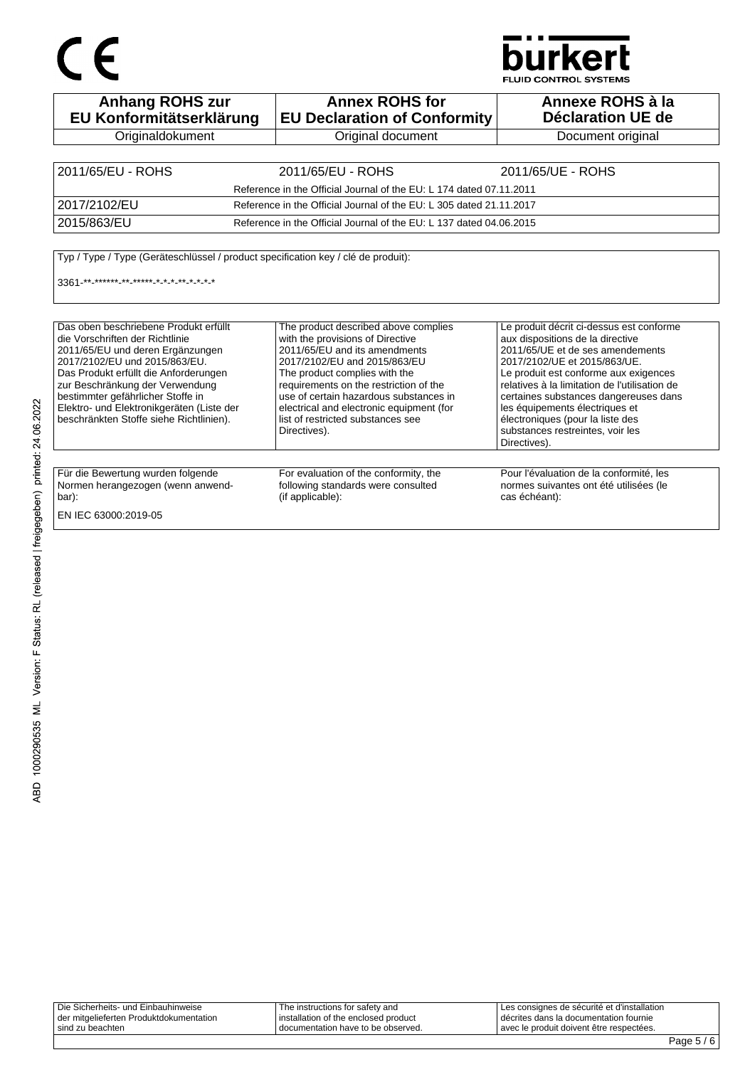CE

bürkert
FLUID CONTROL SYSTEMS

| Anhang ROHS zur EU Konformitätserklärung | Annex ROHS for EU Declaration of Conformity | Annexe ROHS à la Déclaration UE de |
|---|---|---|
| Originaldokument | Original document | Document original |

| 2011/65/EU - ROHS | 2011/65/EU - ROHS | 2011/65/UE - ROHS |
|---|---|---|
| | Reference in the Official Journal of the EU: L 174 dated 07.11.2011 | |
| 2017/2102/EU | Reference in the Official Journal of the EU: L 305 dated 21.11.2017 | |
| 2015/863/EU | Reference in the Official Journal of the EU: L 137 dated 04.06.2015 | |

Typ / Type / Type (Geräteschlüssel / product specification key / clé de produit):

3361-**-******-**-*****-*-*-*-**-*-*-*-*

| | | |
|---|---|---|
| Das oben beschriebene Produkt erfüllt die Vorschriften der Richtlinie 2011/65/EU und deren Ergänzungen 2017/2102/EU und 2015/863/EU. Das Produkt erfüllt die Anforderungen zur Beschränkung der Verwendung bestimmter gefährlicher Stoffe in Elektro- und Elektronikgeräten (Liste der beschränkten Stoffe siehe Richtlinien). | The product described above complies with the provisions of Directive 2011/65/EU and its amendments 2017/2102/EU and 2015/863/EU The product complies with the requirements on the restriction of the use of certain hazardous substances in electrical and electronic equipment (for list of restricted substances see Directives). | Le produit décrit ci-dessus est conforme aux dispositions de la directive 2011/65/UE et de ses amendements 2017/2102/UE et 2015/863/UE. Le produit est conforme aux exigences relatives à la limitation de l'utilisation de certaines substances dangereuses dans les équipements électriques et électroniques (pour la liste des substances restreintes, voir les Directives). |

| | | |
|---|---|---|
| Für die Bewertung wurden folgende Normen herangezogen (wenn anwendbar): | For evaluation of the conformity, the following standards were consulted (if applicable): | Pour l'évaluation de la conformité, les normes suivantes ont été utilisées (le cas échéant): |

EN IEC 63000:2019-05

ABD 1000290535 ML Version: F Status: RL (released | freigegeben) printed: 24.06.2022

| | | |
|---|---|---|
| Die Sicherheits- und Einbauhinweise der mitgelieferten Produktdokumentation sind zu beachten | The instructions for safety and installation of the enclosed product documentation have to be observed. | Les consignes de sécurité et d'installation décrites dans la documentation fournie avec le produit doivent être respectées. |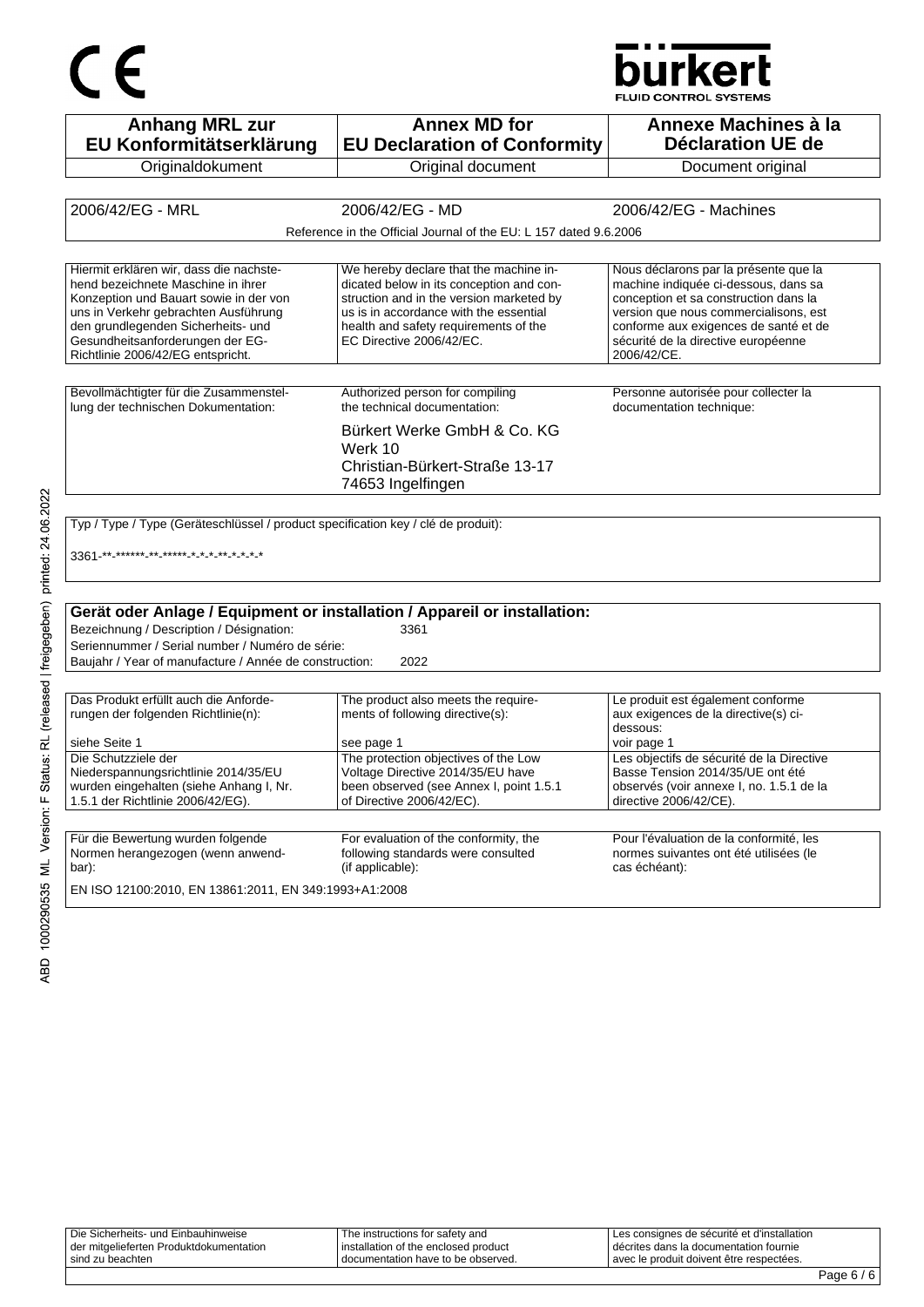CE

bürkert
FLUID CONTROL SYSTEMS

| Anhang MRL zur EU Konformitätserklärung | Annex MD for EU Declaration of Conformity | Annexe Machines à la Déclaration UE de |
| --- | --- | --- |
| Originaldokument | Original document | Document original |

| | | |
| --- | --- | --- |
| 2006/42/EG - MRL | 2006/42/EG - MD | 2006/42/EG - Machines |
| | Reference in the Official Journal of the EU: L 157 dated 9.6.2006 | |

| | | |
| --- | --- | --- |
| Hiermit erklären wir, dass die nachstehend bezeichnete Maschine in ihrer Konzeption und Bauart sowie in der von uns in Verkehr gebrachten Ausführung den grundlegenden Sicherheits- und Gesundheitsanforderungen der EG-Richtlinie 2006/42/EG entspricht. | We hereby declare that the machine indicated below in its conception and construction and in the version marketed by us is in accordance with the essential health and safety requirements of the EC Directive 2006/42/EC. | Nous déclarons par la présente que la machine indiquée ci-dessous, dans sa conception et sa construction dans la version que nous commercialisons, est conforme aux exigences de santé et de sécurité de la directive européenne 2006/42/CE. |

| | | |
| --- | --- | --- |
| Bevollmächtigter für die Zusammenstellung der technischen Dokumentation: | Authorized person for compiling the technical documentation: | Personne autorisée pour collecter la documentation technique: |
| | Bürkert Werke GmbH & Co. KG<br>Werk 10<br>Christian-Bürkert-Straße 13-17<br>74653 Ingelfingen | |

Typ / Type / Type (Geräteschlüssel / product specification key / clé de produit):

3361-**-******-**-*****-*-*-*-**-*-*-*-*

**Gerät oder Anlage / Equipment or installation / Appareil or installation:**

Bezeichnung / Description / Désignation: 3361

Seriennummer / Serial number / Numéro de série:

Baujahr / Year of manufacture / Année de construction: 2022

| | | |
| --- | --- | --- |
| Das Produkt erfüllt auch die Anforderungen der folgenden Richtlinie(n): | The product also meets the requirements of following directive(s): | Le produit est également conforme aux exigences de la directive(s) ci-dessous: |
| siehe Seite 1 | see page 1 | voir page 1 |
| Die Schutzziele der Niederspannungsrichtlinie 2014/35/EU wurden eingehalten (siehe Anhang I, Nr. 1.5.1 der Richtlinie 2006/42/EG). | The protection objectives of the Low Voltage Directive 2014/35/EU have been observed (see Annex I, point 1.5.1 of Directive 2006/42/EC). | Les objectifs de sécurité de la Directive Basse Tension 2014/35/UE ont été observés (voir annexe I, no. 1.5.1 de la directive 2006/42/CE). |

| | | |
| --- | --- | --- |
| Für die Bewertung wurden folgende Normen herangezogen (wenn anwendbar): | For evaluation of the conformity, the following standards were consulted (if applicable): | Pour l'évaluation de la conformité, les normes suivantes ont été utilisées (le cas échéant): |

EN ISO 12100:2010, EN 13861:2011, EN 349:1993+A1:2008

| | | |
| --- | --- | --- |
| Die Sicherheits- und Einbauhinweise der mitgelieferten Produktdokumentation sind zu beachten | The instructions for safety and installation of the enclosed product documentation have to be observed. | Les consignes de sécurité et d'installation décrites dans la documentation fournie avec le produit doivent être respectées. |

ABD 1000290535 ML Version: F Status: RL (released | freigegeben) printed: 24.06.2022